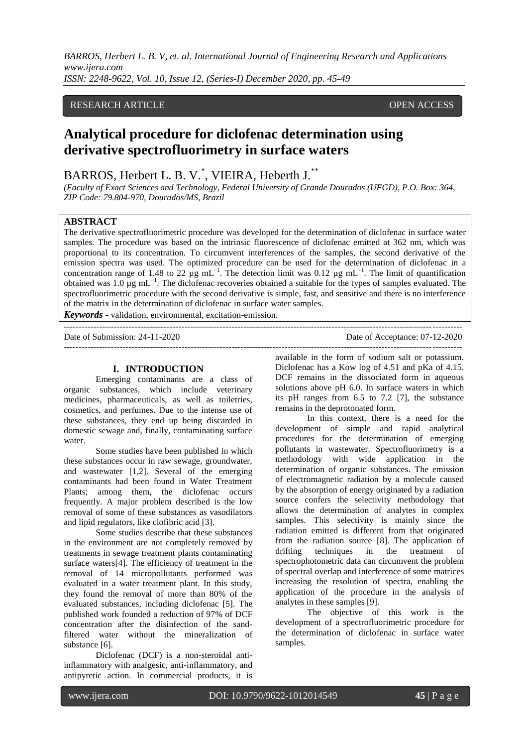RESEARCH ARTICLE OPEN ACCESS

# Analytical procedure for diclofenac determination using derivative spectrofluorimetry in surface waters

BARROS, Herbert L. B. V.[*], VIEIRA, Heberth J.[**]

*(Faculty of Exact Sciences and Technology, Federal University of Grande Dourados (UFGD), P.O. Box: 364, ZIP Code: 79.804-970, Dourados/MS, Brazil*

## ABSTRACT

The derivative spectrofluorimetric procedure was developed for the determination of diclofenac in surface water samples. The procedure was based on the intrinsic fluorescence of diclofenac emitted at 362 nm, which was proportional to its concentration. To circumvent interferences of the samples, the second derivative of the emission spectra was used. The optimized procedure can be used for the determination of diclofenac in a concentration range of 1.48 to 22 µg $mL^{-1}$. The detection limit was 0.12 µg $mL^{-1}$. The limit of quantification obtained was 1.0 µg $mL^{-1}$. The diclofenac recoveries obtained a suitable for the types of samples evaluated. The spectrofluorimetric procedure with the second derivative is simple, fast, and sensitive and there is no interference of the matrix in the determination of diclofenac in surface water samples.

***Keywords* -** validation, environmental, excitation-emission.

Date of Submission: 24-11-2020 Date of Acceptance: 07-12-2020

## I. INTRODUCTION

Emerging contaminants are a class of organic substances, which include veterinary medicines, pharmaceuticals, as well as toiletries, cosmetics, and perfumes. Due to the intense use of these substances, they end up being discarded in domestic sewage and, finally, contaminating surface water.

Some studies have been published in which these substances occur in raw sewage, groundwater, and wastewater [1,2]. Several of the emerging contaminants had been found in Water Treatment Plants; among them, the diclofenac occurs frequently. A major problem described is the low removal of some of these substances as vasodilators and lipid regulators, like clofibric acid [3].

Some studies describe that these substances in the environment are not completely removed by treatments in sewage treatment plants contaminating surface waters[4]. The efficiency of treatment in the removal of 14 micropollutants performed was evaluated in a water treatment plant. In this study, they found the removal of more than 80% of the evaluated substances, including diclofenac [5]. The published work founded a reduction of 97% of DCF concentration after the disinfection of the sand-filtered water without the mineralization of substance [6].

Diclofenac (DCF) is a non-steroidal anti-inflammatory with analgesic, anti-inflammatory, and antipyretic action. In commercial products, it is available in the form of sodium salt or potassium. Diclofenac has a Kow log of 4.51 and pKa of 4.15. DCF remains in the dissociated form in aqueous solutions above pH 6.0. In surface waters in which its pH ranges from 6.5 to 7.2 [7], the substance remains in the deprotonated form.

In this context, there is a need for the development of simple and rapid analytical procedures for the determination of emerging pollutants in wastewater. Spectrofluorimetry is a methodology with wide application in the determination of organic substances. The emission of electromagnetic radiation by a molecule caused by the absorption of energy originated by a radiation source confers the selectivity methodology that allows the determination of analytes in complex samples. This selectivity is mainly since the radiation emitted is different from that originated from the radiation source [8]. The application of drifting techniques in the treatment of spectrophotometric data can circumvent the problem of spectral overlap and interference of some matrices increasing the resolution of spectra, enabling the application of the procedure in the analysis of analytes in these samples [9].

The objective of this work is the development of a spectrofluorimetric procedure for the determination of diclofenac in surface water samples.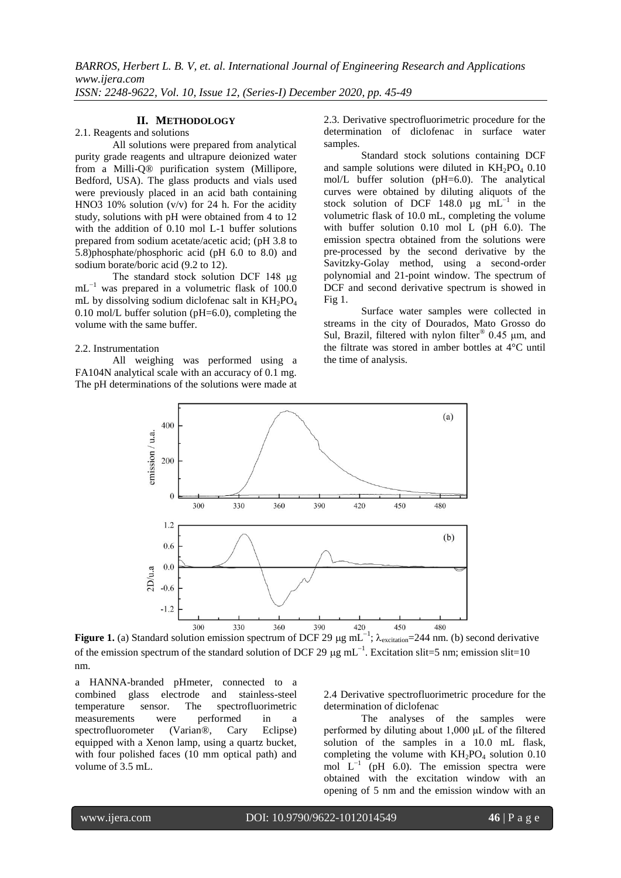## II. METHODOLOGY

2.1. Reagents and solutions

All solutions were prepared from analytical purity grade reagents and ultrapure deionized water from a Milli-Q® purification system (Millipore, Bedford, USA). The glass products and vials used were previously placed in an acid bath containing HNO3 10% solution (v/v) for 24 h. For the acidity study, solutions with pH were obtained from 4 to 12 with the addition of 0.10 mol L-1 buffer solutions prepared from sodium acetate/acetic acid; (pH 3.8 to 5.8)phosphate/phosphoric acid (pH 6.0 to 8.0) and sodium borate/boric acid (9.2 to 12).

The standard stock solution DCF 148 μg $mL^{-1}$ was prepared in a volumetric flask of 100.0 mL by dissolving sodium diclofenac salt in $KH_2PO_4$ 0.10 mol/L buffer solution (pH=6.0), completing the volume with the same buffer.

2.2. Instrumentation

All weighing was performed using a FA104N analytical scale with an accuracy of 0.1 mg. The pH determinations of the solutions were made at a HANNA-branded pHmeter, connected to a combined glass electrode and stainless-steel temperature sensor. The spectrofluorimetric measurements were performed in a spectrofluorometer (Varian®, Cary Eclipse) equipped with a Xenon lamp, using a quartz bucket, with four polished faces (10 mm optical path) and volume of 3.5 mL.

2.3. Derivative spectrofluorimetric procedure for the determination of diclofenac in surface water samples.

Standard stock solutions containing DCF and sample solutions were diluted in $KH_2PO_4$ 0.10 mol/L buffer solution (pH=6.0). The analytical curves were obtained by diluting aliquots of the stock solution of DCF 148.0 µg $mL^{-1}$ in the volumetric flask of 10.0 mL, completing the volume with buffer solution 0.10 mol L (pH 6.0). The emission spectra obtained from the solutions were pre-processed by the second derivative by the Savitzky-Golay method, using a second-order polynomial and 21-point window. The spectrum of DCF and second derivative spectrum is showed in Fig 1.

Surface water samples were collected in streams in the city of Dourados, Mato Grosso do Sul, Brazil, filtered with nylon filter® 0.45 μm, and the filtrate was stored in amber bottles at 4°C until the time of analysis.

**Figure 1.** (a) Standard solution emission spectrum of DCF 29 μg $mL^{-1}$; $\lambda_{excitation}$=244 nm. (b) second derivative of the emission spectrum of the standard solution of DCF 29 μg $mL^{-1}$. Excitation slit=5 nm; emission slit=10 nm.

2.4 Derivative spectrofluorimetric procedure for the determination of diclofenac

The analyses of the samples were performed by diluting about 1,000 μL of the filtered solution of the samples in a 10.0 mL flask, completing the volume with $KH_2PO_4$ solution 0.10 mol $L^{-1}$ (pH 6.0). The emission spectra were obtained with the excitation window with an opening of 5 nm and the emission window with an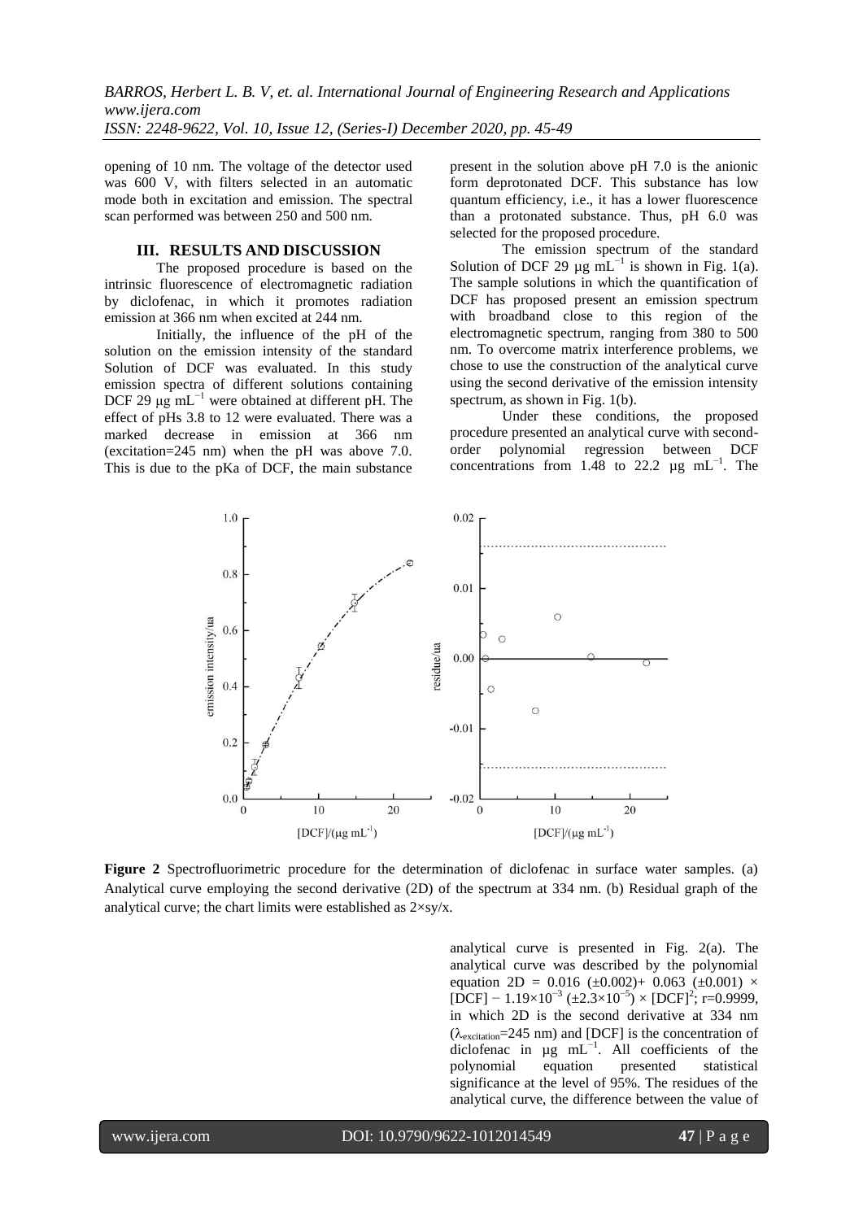opening of 10 nm. The voltage of the detector used was 600 V, with filters selected in an automatic mode both in excitation and emission. The spectral scan performed was between 250 and 500 nm.

## III. RESULTS AND DISCUSSION

The proposed procedure is based on the intrinsic fluorescence of electromagnetic radiation by diclofenac, in which it promotes radiation emission at 366 nm when excited at 244 nm.

Initially, the influence of the pH of the solution on the emission intensity of the standard Solution of DCF was evaluated. In this study emission spectra of different solutions containing DCF 29 μg $mL^{-1}$ were obtained at different pH. The effect of pHs 3.8 to 12 were evaluated. There was a marked decrease in emission at 366 nm (excitation=245 nm) when the pH was above 7.0. This is due to the pKa of DCF, the main substance present in the solution above pH 7.0 is the anionic form deprotonated DCF. This substance has low quantum efficiency, i.e., it has a lower fluorescence than a protonated substance. Thus, pH 6.0 was selected for the proposed procedure.

The emission spectrum of the standard Solution of DCF 29 μg $mL^{-1}$ is shown in Fig. 1(a). The sample solutions in which the quantification of DCF has proposed present an emission spectrum with broadband close to this region of the electromagnetic spectrum, ranging from 380 to 500 nm. To overcome matrix interference problems, we chose to use the construction of the analytical curve using the second derivative of the emission intensity spectrum, as shown in Fig. 1(b).

Under these conditions, the proposed procedure presented an analytical curve with second-order polynomial regression between DCF concentrations from 1.48 to 22.2 μg $mL^{-1}$. The analytical curve is presented in Fig. 2(a). The analytical curve was described by the polynomial equation $2D = 0.016\ (\pm 0.002) + 0.063\ (\pm 0.001) \times [DCF] - 1.19\times10^{-3}\ (\pm 2.3\times10^{-5}) \times [DCF]^2$; r=0.9999, in which 2D is the second derivative at 334 nm ($\lambda_{excitation}$=245 nm) and [DCF] is the concentration of diclofenac in μg $mL^{-1}$. All coefficients of the polynomial equation presented statistical significance at the level of 95%. The residues of the analytical curve, the difference between the value of

**Figure 2** Spectrofluorimetric procedure for the determination of diclofenac in surface water samples. (a) Analytical curve employing the second derivative (2D) of the spectrum at 334 nm. (b) Residual graph of the analytical curve; the chart limits were established as 2×sy/x.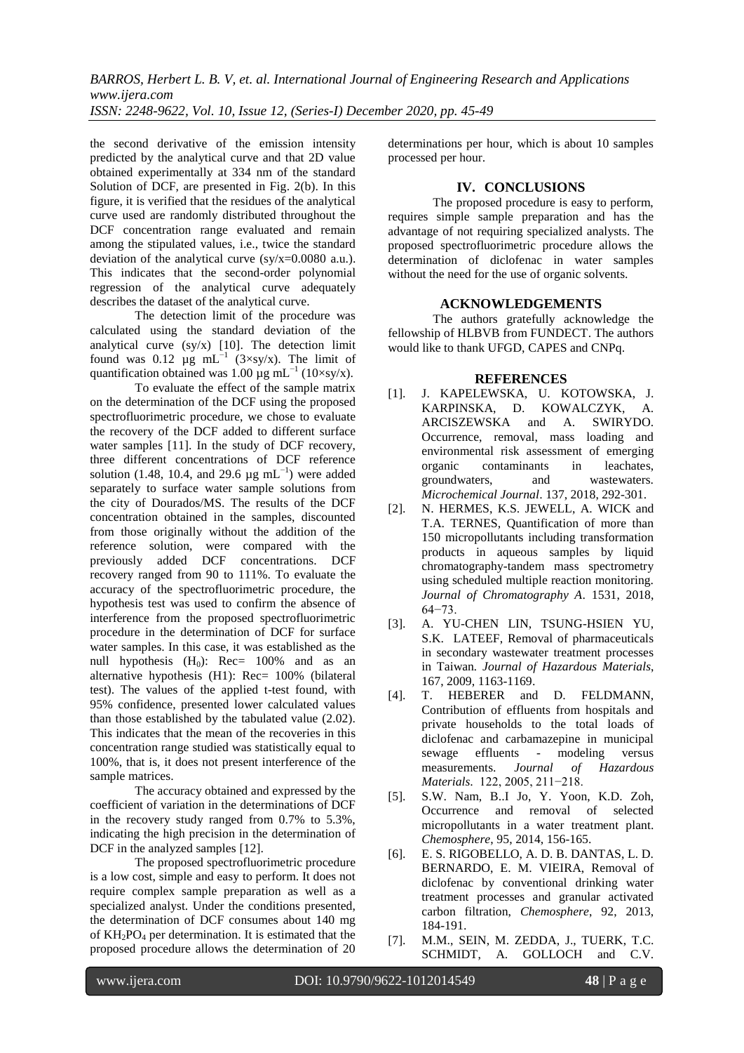the second derivative of the emission intensity predicted by the analytical curve and that 2D value obtained experimentally at 334 nm of the standard Solution of DCF, are presented in Fig. 2(b). In this figure, it is verified that the residues of the analytical curve used are randomly distributed throughout the DCF concentration range evaluated and remain among the stipulated values, i.e., twice the standard deviation of the analytical curve (sy/x=0.0080 a.u.). This indicates that the second-order polynomial regression of the analytical curve adequately describes the dataset of the analytical curve.

The detection limit of the procedure was calculated using the standard deviation of the analytical curve (sy/x) [10]. The detection limit found was 0.12 µg $mL^{-1}$ (3×sy/x). The limit of quantification obtained was 1.00 µg $mL^{-1}$ (10×sy/x).

To evaluate the effect of the sample matrix on the determination of the DCF using the proposed spectrofluorimetric procedure, we chose to evaluate the recovery of the DCF added to different surface water samples [11]. In the study of DCF recovery, three different concentrations of DCF reference solution (1.48, 10.4, and 29.6 µg $mL^{-1}$) were added separately to surface water sample solutions from the city of Dourados/MS. The results of the DCF concentration obtained in the samples, discounted from those originally without the addition of the reference solution, were compared with the previously added DCF concentrations. DCF recovery ranged from 90 to 111%. To evaluate the accuracy of the spectrofluorimetric procedure, the hypothesis test was used to confirm the absence of interference from the proposed spectrofluorimetric procedure in the determination of DCF for surface water samples. In this case, it was established as the null hypothesis ($H_0$): Rec= 100% and as an alternative hypothesis (H1): Rec= 100% (bilateral test). The values of the applied t-test found, with 95% confidence, presented lower calculated values than those established by the tabulated value (2.02). This indicates that the mean of the recoveries in this concentration range studied was statistically equal to 100%, that is, it does not present interference of the sample matrices.

The accuracy obtained and expressed by the coefficient of variation in the determinations of DCF in the recovery study ranged from 0.7% to 5.3%, indicating the high precision in the determination of DCF in the analyzed samples [12].

The proposed spectrofluorimetric procedure is a low cost, simple and easy to perform. It does not require complex sample preparation as well as a specialized analyst. Under the conditions presented, the determination of DCF consumes about 140 mg of $KH_2PO_4$ per determination. It is estimated that the proposed procedure allows the determination of 20 determinations per hour, which is about 10 samples processed per hour.

## IV. CONCLUSIONS

The proposed procedure is easy to perform, requires simple sample preparation and has the advantage of not requiring specialized analysts. The proposed spectrofluorimetric procedure allows the determination of diclofenac in water samples without the need for the use of organic solvents.

## ACKNOWLEDGEMENTS

The authors gratefully acknowledge the fellowship of HLBVB from FUNDECT. The authors would like to thank UFGD, CAPES and CNPq.

## REFERENCES

[1]. J. KAPELEWSKA, U. KOTOWSKA, J. KARPINSKA, D. KOWALCZYK, A. ARCISZEWSKA and A. SWIRYDO. Occurrence, removal, mass loading and environmental risk assessment of emerging organic contaminants in leachates, groundwaters, and wastewaters. *Microchemical Journal*. 137, 2018, 292-301.

[2]. N. HERMES, K.S. JEWELL, A. WICK and T.A. TERNES, Quantification of more than 150 micropollutants including transformation products in aqueous samples by liquid chromatography-tandem mass spectrometry using scheduled multiple reaction monitoring. *Journal of Chromatography A*. 1531, 2018, 64−73.

[3]. A. YU-CHEN LIN, TSUNG-HSIEN YU, S.K. LATEEF, Removal of pharmaceuticals in secondary wastewater treatment processes in Taiwan. *Journal of Hazardous Materials*, 167, 2009, 1163-1169.

[4]. T. HEBERER and D. FELDMANN, Contribution of effluents from hospitals and private households to the total loads of diclofenac and carbamazepine in municipal sewage effluents - modeling versus measurements. *Journal of Hazardous Materials*. 122, 2005, 211−218.

[5]. S.W. Nam, B..I Jo, Y. Yoon, K.D. Zoh, Occurrence and removal of selected micropollutants in a water treatment plant. *Chemosphere*, 95, 2014, 156-165.

[6]. E. S. RIGOBELLO, A. D. B. DANTAS, L. D. BERNARDO, E. M. VIEIRA, Removal of diclofenac by conventional drinking water treatment processes and granular activated carbon filtration, *Chemosphere*, 92, 2013, 184-191.

[7]. M.M., SEIN, M. ZEDDA, J., TUERK, T.C. SCHMIDT, A. GOLLOCH and C.V.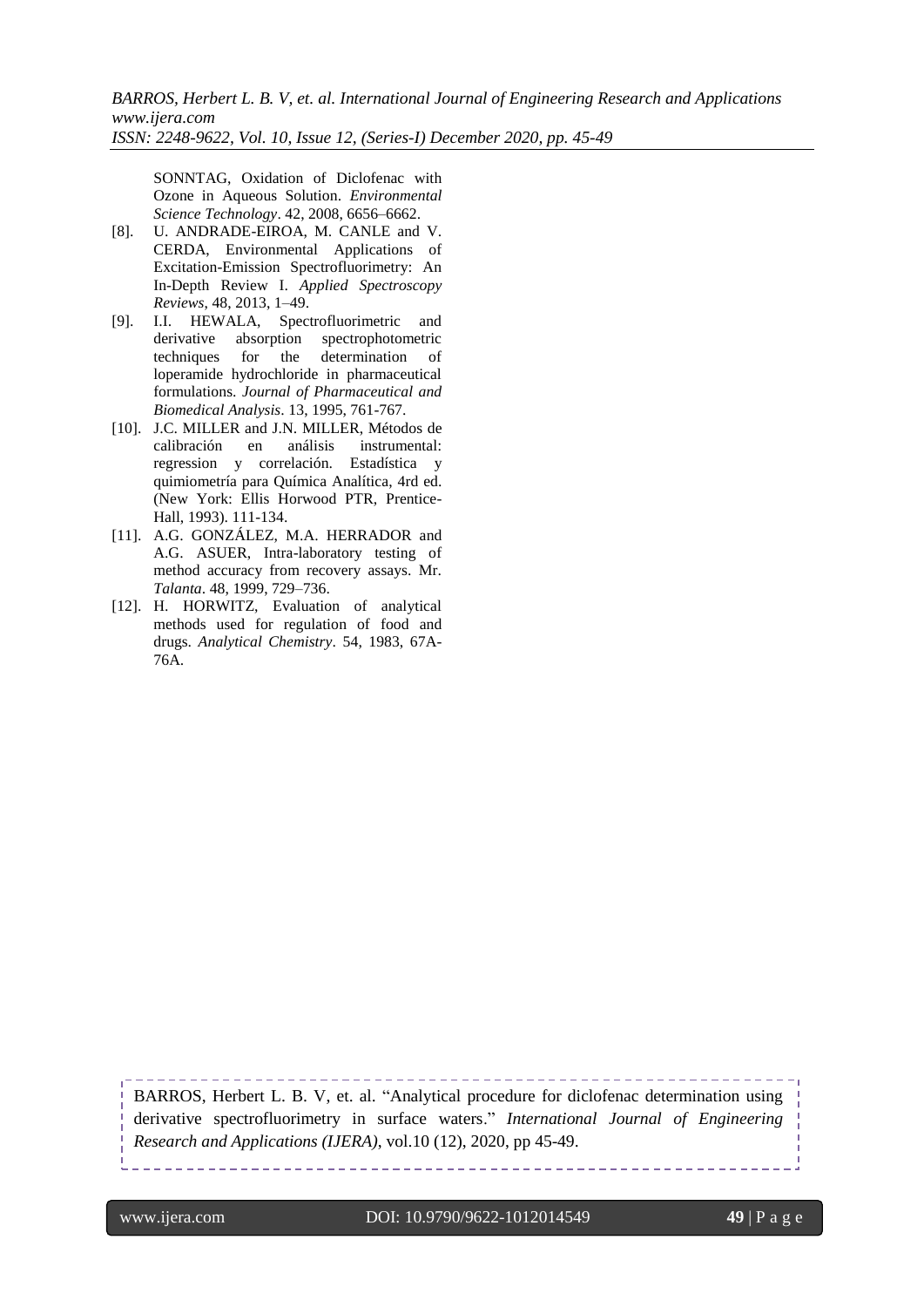SONNTAG, Oxidation of Diclofenac with Ozone in Aqueous Solution. *Environmental Science Technology*. 42, 2008, 6656–6662.

[8]. U. ANDRADE-EIROA, M. CANLE and V. CERDA, Environmental Applications of Excitation-Emission Spectrofluorimetry: An In-Depth Review I. *Applied Spectroscopy Reviews*, 48, 2013, 1–49.

[9]. I.I. HEWALA, Spectrofluorimetric and derivative absorption spectrophotometric techniques for the determination of loperamide hydrochloride in pharmaceutical formulations. *Journal of Pharmaceutical and Biomedical Analysis*. 13, 1995, 761-767.

[10]. J.C. MILLER and J.N. MILLER, Métodos de calibración en análisis instrumental: regression y correlación. Estadística y quimiometría para Química Analítica, 4rd ed. (New York: Ellis Horwood PTR, Prentice-Hall, 1993). 111-134.

[11]. A.G. GONZÁLEZ, M.A. HERRADOR and A.G. ASUER, Intra-laboratory testing of method accuracy from recovery assays. Mr. *Talanta*. 48, 1999, 729–736.

[12]. H. HORWITZ, Evaluation of analytical methods used for regulation of food and drugs. *Analytical Chemistry*. 54, 1983, 67A-76A.

BARROS, Herbert L. B. V, et. al. "Analytical procedure for diclofenac determination using derivative spectrofluorimetry in surface waters." *International Journal of Engineering Research and Applications (IJERA)*, vol.10 (12), 2020, pp 45-49.